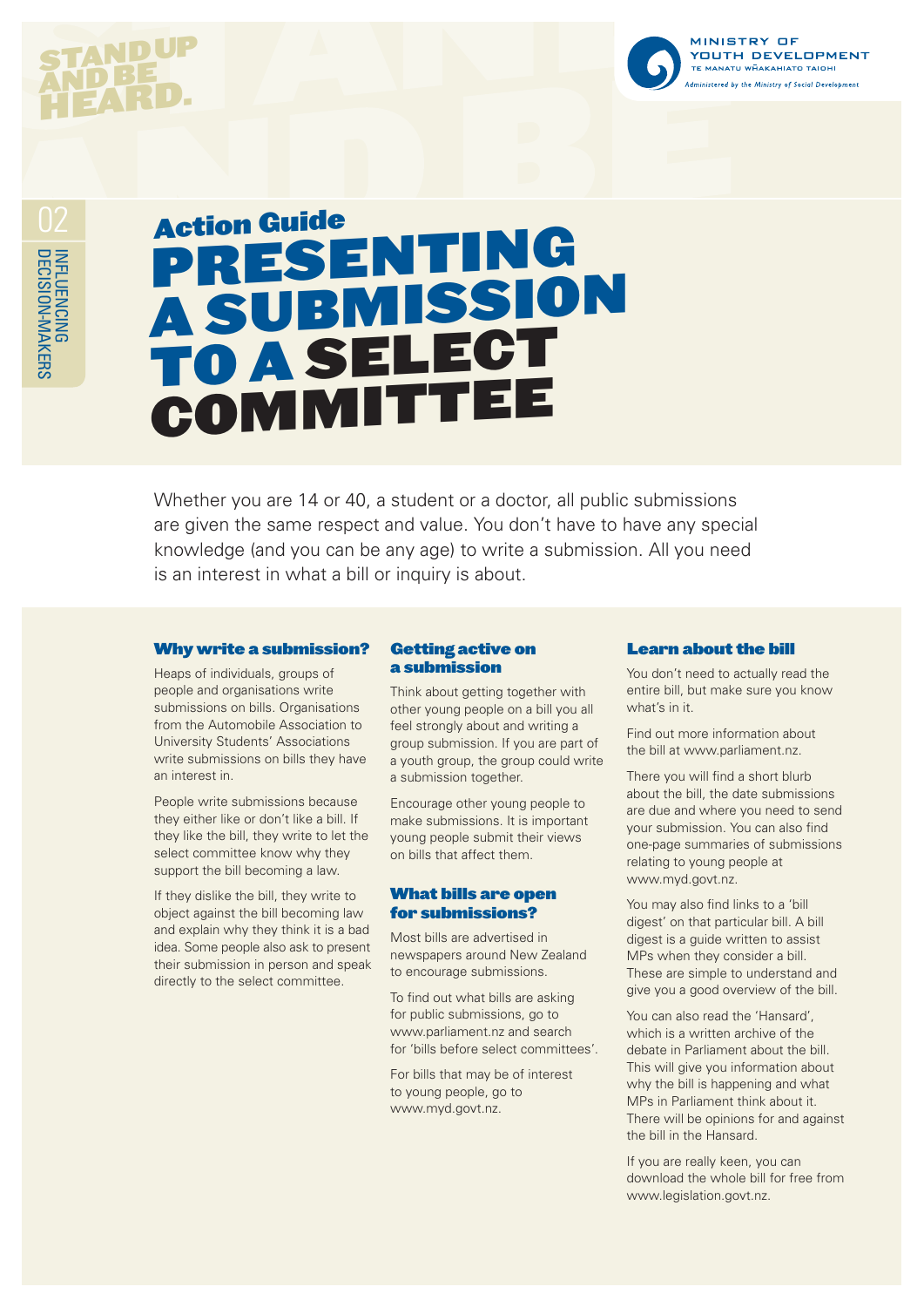STAND UP AND BE HEARD.

MINISTRY OF YOUTH DEVELOPMENT
TE MANATU WHAKAHIATO TAIOHI
*Administered by the Ministry of Social Development*

02 INFLUENCING DECISION-MAKERS

# Action Guide PRESENTING A SUBMISSION TO A SELECT COMMITTEE

Whether you are 14 or 40, a student or a doctor, all public submissions are given the same respect and value. You don't have to have any special knowledge (and you can be any age) to write a submission. All you need is an interest in what a bill or inquiry is about.

## Why write a submission?

Heaps of individuals, groups of people and organisations write submissions on bills. Organisations from the Automobile Association to University Students' Associations write submissions on bills they have an interest in.

People write submissions because they either like or don't like a bill. If they like the bill, they write to let the select committee know why they support the bill becoming a law.

If they dislike the bill, they write to object against the bill becoming law and explain why they think it is a bad idea. Some people also ask to present their submission in person and speak directly to the select committee.

## Getting active on a submission

Think about getting together with other young people on a bill you all feel strongly about and writing a group submission. If you are part of a youth group, the group could write a submission together.

Encourage other young people to make submissions. It is important young people submit their views on bills that affect them.

## What bills are open for submissions?

Most bills are advertised in newspapers around New Zealand to encourage submissions.

To find out what bills are asking for public submissions, go to www.parliament.nz and search for 'bills before select committees'.

For bills that may be of interest to young people, go to www.myd.govt.nz.

## Learn about the bill

You don't need to actually read the entire bill, but make sure you know what's in it.

Find out more information about the bill at www.parliament.nz.

There you will find a short blurb about the bill, the date submissions are due and where you need to send your submission. You can also find one-page summaries of submissions relating to young people at www.myd.govt.nz.

You may also find links to a 'bill digest' on that particular bill. A bill digest is a guide written to assist MPs when they consider a bill. These are simple to understand and give you a good overview of the bill.

You can also read the 'Hansard', which is a written archive of the debate in Parliament about the bill. This will give you information about why the bill is happening and what MPs in Parliament think about it. There will be opinions for and against the bill in the Hansard.

If you are really keen, you can download the whole bill for free from www.legislation.govt.nz.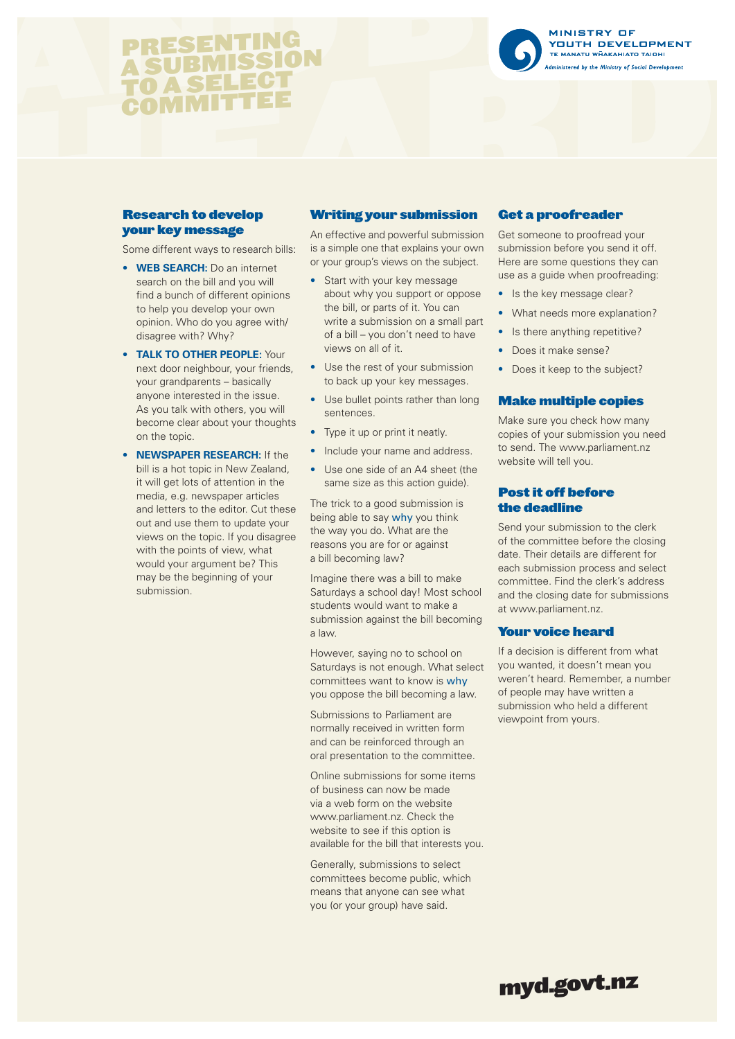# PRESENTING A SUBMISSION TO A SELECT COMMITTEE

MINISTRY OF YOUTH DEVELOPMENT
TE MANATU WHAKAHIATO TAIOHI
*Administered by the Ministry of Social Development*

## Research to develop your key message

Some different ways to research bills:

- **WEB SEARCH:** Do an internet search on the bill and you will find a bunch of different opinions to help you develop your own opinion. Who do you agree with/ disagree with? Why?
- **TALK TO OTHER PEOPLE:** Your next door neighbour, your friends, your grandparents – basically anyone interested in the issue. As you talk with others, you will become clear about your thoughts on the topic.
- **NEWSPAPER RESEARCH:** If the bill is a hot topic in New Zealand, it will get lots of attention in the media, e.g. newspaper articles and letters to the editor. Cut these out and use them to update your views on the topic. If you disagree with the points of view, what would your argument be? This may be the beginning of your submission.

## Writing your submission

An effective and powerful submission is a simple one that explains your own or your group's views on the subject.

- Start with your key message about why you support or oppose the bill, or parts of it. You can write a submission on a small part of a bill – you don't need to have views on all of it.
- Use the rest of your submission to back up your key messages.
- Use bullet points rather than long sentences.
- Type it up or print it neatly.
- Include your name and address.
- Use one side of an A4 sheet (the same size as this action guide).

The trick to a good submission is being able to say why you think the way you do. What are the reasons you are for or against a bill becoming law?

Imagine there was a bill to make Saturdays a school day! Most school students would want to make a submission against the bill becoming a law.

However, saying no to school on Saturdays is not enough. What select committees want to know is why you oppose the bill becoming a law.

Submissions to Parliament are normally received in written form and can be reinforced through an oral presentation to the committee.

Online submissions for some items of business can now be made via a web form on the website www.parliament.nz. Check the website to see if this option is available for the bill that interests you.

Generally, submissions to select committees become public, which means that anyone can see what you (or your group) have said.

## Get a proofreader

Get someone to proofread your submission before you send it off. Here are some questions they can use as a guide when proofreading:

- Is the key message clear?
- What needs more explanation?
- Is there anything repetitive?
- Does it make sense?
- Does it keep to the subject?

## Make multiple copies

Make sure you check how many copies of your submission you need to send. The www.parliament.nz website will tell you.

## Post it off before the deadline

Send your submission to the clerk of the committee before the closing date. Their details are different for each submission process and select committee. Find the clerk's address and the closing date for submissions at www.parliament.nz.

## Your voice heard

If a decision is different from what you wanted, it doesn't mean you weren't heard. Remember, a number of people may have written a submission who held a different viewpoint from yours.

myd.govt.nz